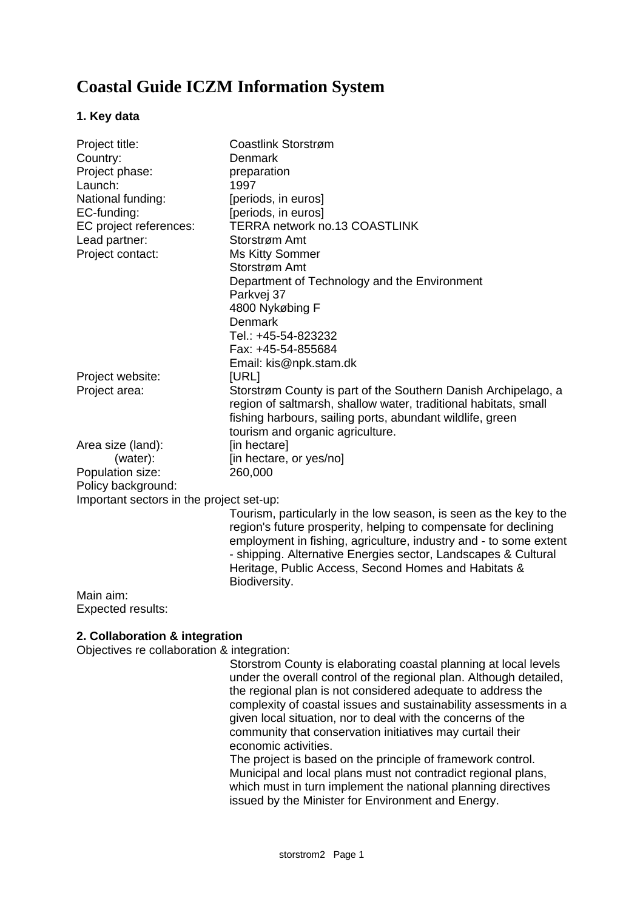# Coastal Guide ICZM Information System

### 1. Key data

| | |
|---|---|
| Project title: | Coastlink Storstrøm |
| Country: | Denmark |
| Project phase: | preparation |
| Launch: | 1997 |
| National funding: | [periods, in euros] |
| EC-funding: | [periods, in euros] |
| EC project references: | TERRA network no.13 COASTLINK |
| Lead partner: | Storstrøm Amt |
| Project contact: | Ms Kitty Sommer<br>Storstrøm Amt<br>Department of Technology and the Environment<br>Parkvej 37<br>4800 Nykøbing F<br>Denmark<br>Tel.: +45-54-823232<br>Fax: +45-54-855684<br>Email: kis@npk.stam.dk |
| Project website: | [URL] |
| Project area: | Storstrøm County is part of the Southern Danish Archipelago, a region of saltmarsh, shallow water, traditional habitats, small fishing harbours, sailing ports, abundant wildlife, green tourism and organic agriculture. |
| Area size (land): | [in hectare] |
| (water): | [in hectare, or yes/no] |
| Population size: | 260,000 |
| Policy background: | |

Important sectors in the project set-up:

Tourism, particularly in the low season, is seen as the key to the region's future prosperity, helping to compensate for declining employment in fishing, agriculture, industry and - to some extent - shipping. Alternative Energies sector, Landscapes & Cultural Heritage, Public Access, Second Homes and Habitats & Biodiversity.

Main aim:

Expected results:

### 2. Collaboration & integration

Objectives re collaboration & integration:

Storstrom County is elaborating coastal planning at local levels under the overall control of the regional plan. Although detailed, the regional plan is not considered adequate to address the complexity of coastal issues and sustainability assessments in a given local situation, nor to deal with the concerns of the community that conservation initiatives may curtail their economic activities.

The project is based on the principle of framework control. Municipal and local plans must not contradict regional plans, which must in turn implement the national planning directives issued by the Minister for Environment and Energy.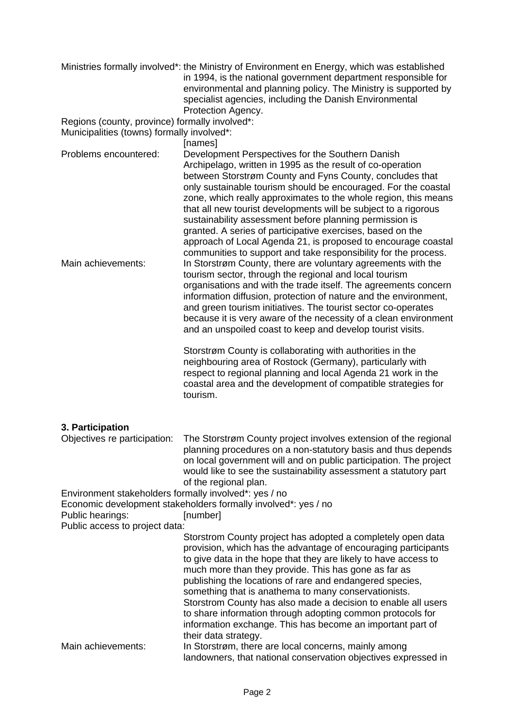Ministries formally involved*: the Ministry of Environment en Energy, which was established in 1994, is the national government department responsible for environmental and planning policy. The Ministry is supported by specialist agencies, including the Danish Environmental Protection Agency.

Regions (county, province) formally involved*:

Municipalities (towns) formally involved*:
[names]

Problems encountered: Development Perspectives for the Southern Danish Archipelago, written in 1995 as the result of co-operation between Storstrøm County and Fyns County, concludes that only sustainable tourism should be encouraged. For the coastal zone, which really approximates to the whole region, this means that all new tourist developments will be subject to a rigorous sustainability assessment before planning permission is granted. A series of participative exercises, based on the approach of Local Agenda 21, is proposed to encourage coastal communities to support and take responsibility for the process.

Main achievements: In Storstrøm County, there are voluntary agreements with the tourism sector, through the regional and local tourism organisations and with the trade itself. The agreements concern information diffusion, protection of nature and the environment, and green tourism initiatives. The tourist sector co-operates because it is very aware of the necessity of a clean environment and an unspoiled coast to keep and develop tourist visits.

Storstrøm County is collaborating with authorities in the neighbouring area of Rostock (Germany), particularly with respect to regional planning and local Agenda 21 work in the coastal area and the development of compatible strategies for tourism.

### 3. Participation

Objectives re participation: The Storstrøm County project involves extension of the regional planning procedures on a non-statutory basis and thus depends on local government will and on public participation. The project would like to see the sustainability assessment a statutory part of the regional plan.

Environment stakeholders formally involved*: yes / no

Economic development stakeholders formally involved*: yes / no

Public hearings: [number]

Public access to project data:
Storstrom County project has adopted a completely open data provision, which has the advantage of encouraging participants to give data in the hope that they are likely to have access to much more than they provide. This has gone as far as publishing the locations of rare and endangered species, something that is anathema to many conservationists. Storstrom County has also made a decision to enable all users to share information through adopting common protocols for information exchange. This has become an important part of their data strategy.

Main achievements: In Storstrøm, there are local concerns, mainly among landowners, that national conservation objectives expressed in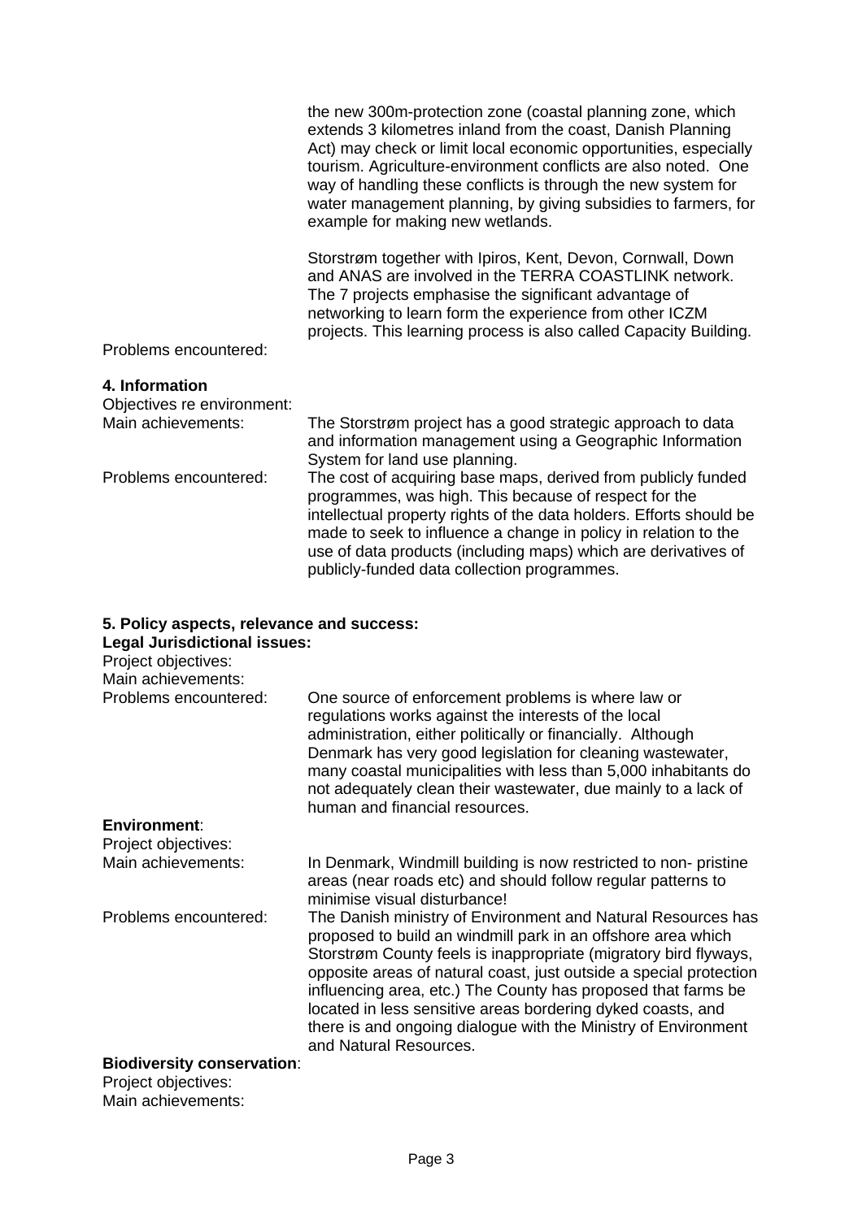the new 300m-protection zone (coastal planning zone, which extends 3 kilometres inland from the coast, Danish Planning Act) may check or limit local economic opportunities, especially tourism. Agriculture-environment conflicts are also noted. One way of handling these conflicts is through the new system for water management planning, by giving subsidies to farmers, for example for making new wetlands.

Storstrøm together with Ipiros, Kent, Devon, Cornwall, Down and ANAS are involved in the TERRA COASTLINK network. The 7 projects emphasise the significant advantage of networking to learn form the experience from other ICZM projects. This learning process is also called Capacity Building.

Problems encountered:

**4. Information**

Objectives re environment:

Main achievements: The Storstrøm project has a good strategic approach to data and information management using a Geographic Information System for land use planning.

Problems encountered: The cost of acquiring base maps, derived from publicly funded programmes, was high. This because of respect for the intellectual property rights of the data holders. Efforts should be made to seek to influence a change in policy in relation to the use of data products (including maps) which are derivatives of publicly-funded data collection programmes.

**5. Policy aspects, relevance and success:**

**Legal Jurisdictional issues:**

Project objectives:

Main achievements:

Problems encountered: One source of enforcement problems is where law or regulations works against the interests of the local administration, either politically or financially. Although Denmark has very good legislation for cleaning wastewater, many coastal municipalities with less than 5,000 inhabitants do not adequately clean their wastewater, due mainly to a lack of human and financial resources.

**Environment**:

Project objectives:

Main achievements: In Denmark, Windmill building is now restricted to non- pristine areas (near roads etc) and should follow regular patterns to minimise visual disturbance!

Problems encountered: The Danish ministry of Environment and Natural Resources has proposed to build an windmill park in an offshore area which Storstrøm County feels is inappropriate (migratory bird flyways, opposite areas of natural coast, just outside a special protection influencing area, etc.) The County has proposed that farms be located in less sensitive areas bordering dyked coasts, and there is and ongoing dialogue with the Ministry of Environment and Natural Resources.

**Biodiversity conservation**:

Project objectives:

Main achievements: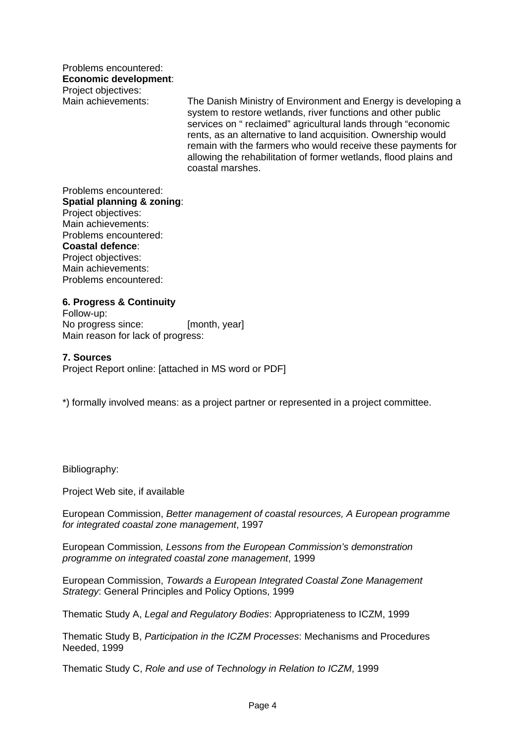Problems encountered:
**Economic development**:
Project objectives:
Main achievements: The Danish Ministry of Environment and Energy is developing a system to restore wetlands, river functions and other public services on " reclaimed" agricultural lands through "economic rents, as an alternative to land acquisition. Ownership would remain with the farmers who would receive these payments for allowing the rehabilitation of former wetlands, flood plains and coastal marshes.

Problems encountered:
**Spatial planning & zoning**:
Project objectives:
Main achievements:
Problems encountered:
**Coastal defence**:
Project objectives:
Main achievements:
Problems encountered:

**6. Progress & Continuity**
Follow-up:
No progress since: [month, year]
Main reason for lack of progress:

**7. Sources**
Project Report online: [attached in MS word or PDF]

*) formally involved means: as a project partner or represented in a project committee.

Bibliography:

Project Web site, if available

European Commission, *Better management of coastal resources, A European programme for integrated coastal zone management*, 1997

European Commission*, Lessons from the European Commission's demonstration programme on integrated coastal zone management*, 1999

European Commission, *Towards a European Integrated Coastal Zone Management Strategy*: General Principles and Policy Options, 1999

Thematic Study A, *Legal and Regulatory Bodies*: Appropriateness to ICZM, 1999

Thematic Study B, *Participation in the ICZM Processes*: Mechanisms and Procedures Needed, 1999

Thematic Study C, *Role and use of Technology in Relation to ICZM*, 1999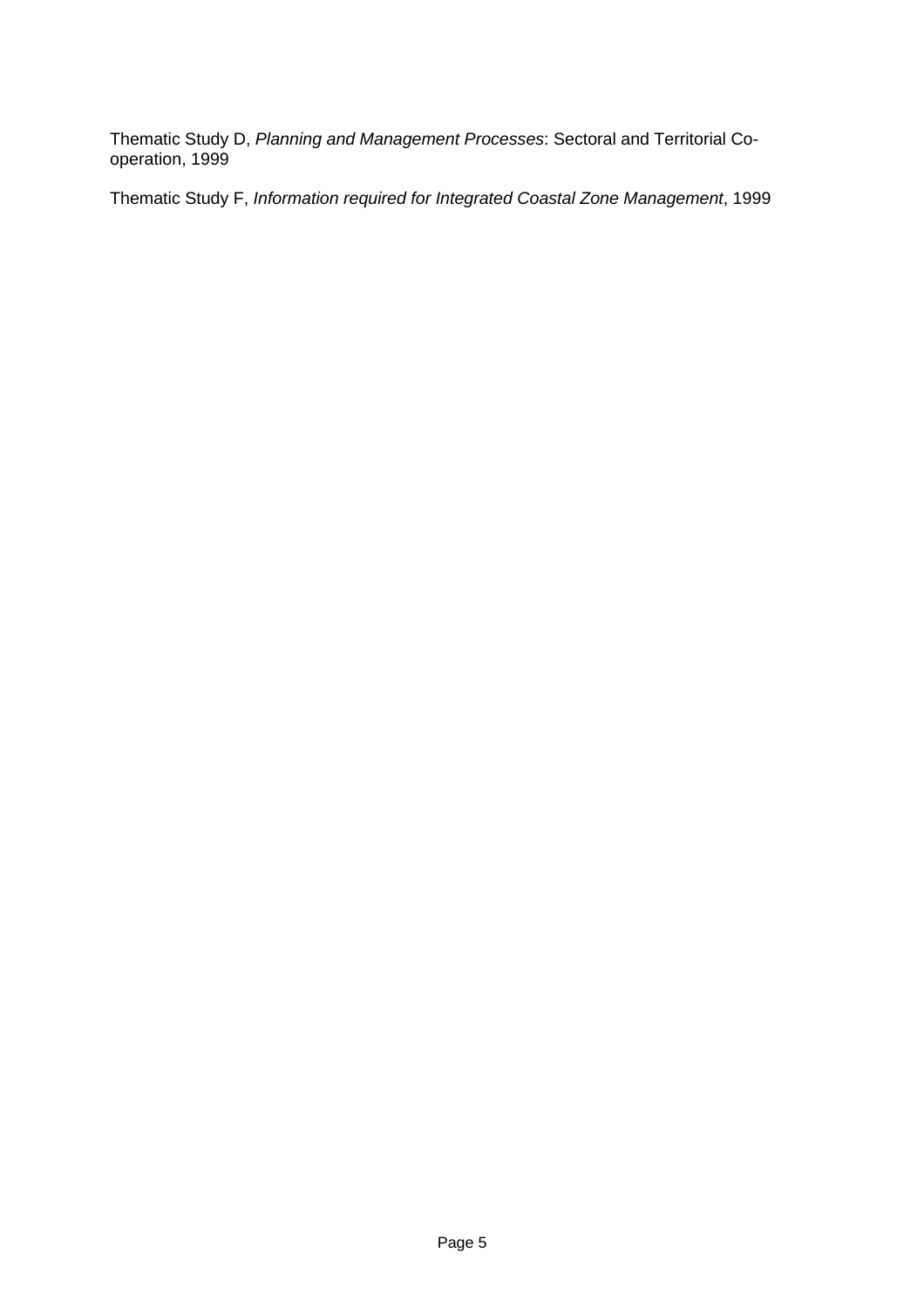Thematic Study D, *Planning and Management Processes*: Sectoral and Territorial Co-operation, 1999

Thematic Study F, *Information required for Integrated Coastal Zone Management*, 1999